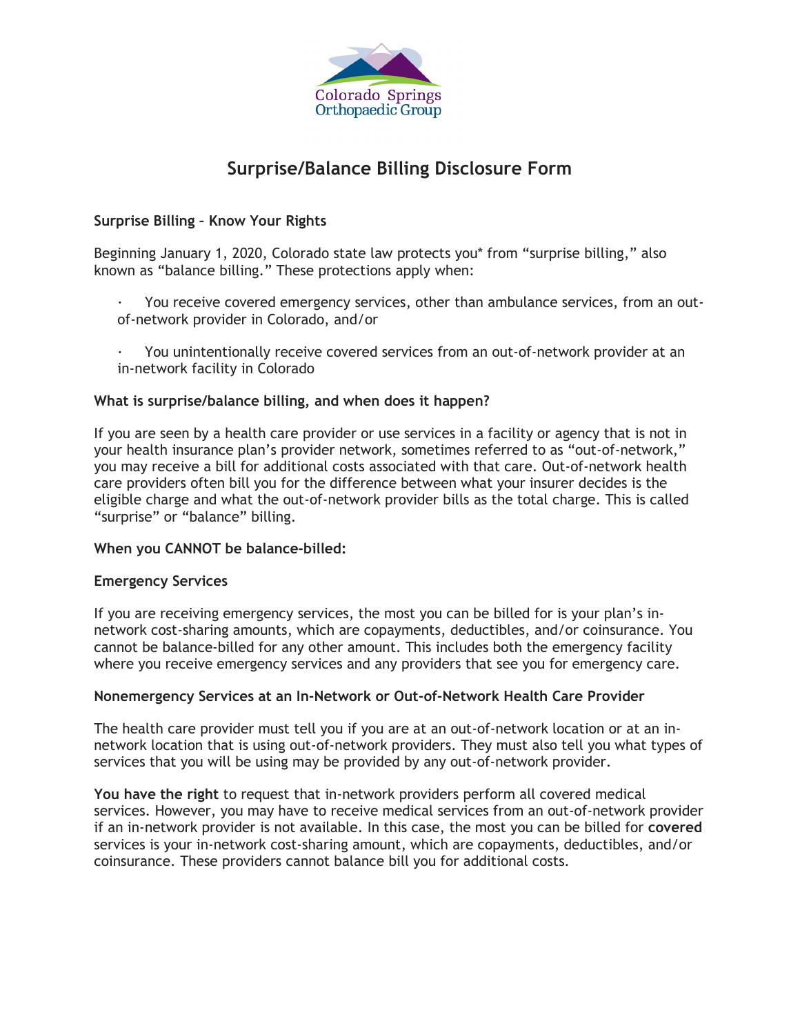Colorado Springs Orthopaedic Group

# Surprise/Balance Billing Disclosure Form

**Surprise Billing – Know Your Rights**

Beginning January 1, 2020, Colorado state law protects you* from "surprise billing," also known as "balance billing." These protections apply when:

- You receive covered emergency services, other than ambulance services, from an out-of-network provider in Colorado, and/or
- You unintentionally receive covered services from an out-of-network provider at an in-network facility in Colorado

**What is surprise/balance billing, and when does it happen?**

If you are seen by a health care provider or use services in a facility or agency that is not in your health insurance plan's provider network, sometimes referred to as "out-of-network," you may receive a bill for additional costs associated with that care. Out-of-network health care providers often bill you for the difference between what your insurer decides is the eligible charge and what the out-of-network provider bills as the total charge. This is called "surprise" or "balance" billing.

**When you CANNOT be balance-billed:**

**Emergency Services**

If you are receiving emergency services, the most you can be billed for is your plan's in-network cost-sharing amounts, which are copayments, deductibles, and/or coinsurance. You cannot be balance-billed for any other amount. This includes both the emergency facility where you receive emergency services and any providers that see you for emergency care.

**Nonemergency Services at an In-Network or Out-of-Network Health Care Provider**

The health care provider must tell you if you are at an out-of-network location or at an in-network location that is using out-of-network providers. They must also tell you what types of services that you will be using may be provided by any out-of-network provider.

**You have the right** to request that in-network providers perform all covered medical services. However, you may have to receive medical services from an out-of-network provider if an in-network provider is not available. In this case, the most you can be billed for **covered** services is your in-network cost-sharing amount, which are copayments, deductibles, and/or coinsurance. These providers cannot balance bill you for additional costs.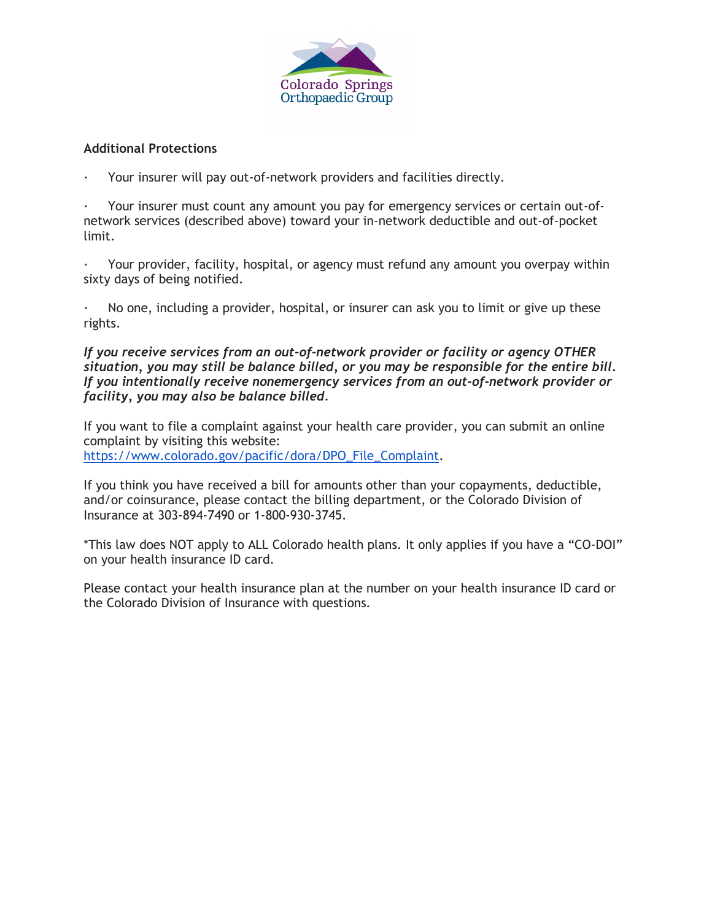Colorado Springs Orthopaedic Group

**Additional Protections**

- Your insurer will pay out-of-network providers and facilities directly.
- Your insurer must count any amount you pay for emergency services or certain out-of-network services (described above) toward your in-network deductible and out-of-pocket limit.
- Your provider, facility, hospital, or agency must refund any amount you overpay within sixty days of being notified.
- No one, including a provider, hospital, or insurer can ask you to limit or give up these rights.

***If you receive services from an out-of-network provider or facility or agency OTHER situation, you may still be balance billed, or you may be responsible for the entire bill. If you intentionally receive nonemergency services from an out-of-network provider or facility, you may also be balance billed.***

If you want to file a complaint against your health care provider, you can submit an online complaint by visiting this website: [https://www.colorado.gov/pacific/dora/DPO_File_Complaint](https://www.colorado.gov/pacific/dora/DPO_File_Complaint).

If you think you have received a bill for amounts other than your copayments, deductible, and/or coinsurance, please contact the billing department, or the Colorado Division of Insurance at 303-894-7490 or 1-800-930-3745.

*This law does NOT apply to ALL Colorado health plans. It only applies if you have a "CO-DOI" on your health insurance ID card.

Please contact your health insurance plan at the number on your health insurance ID card or the Colorado Division of Insurance with questions.